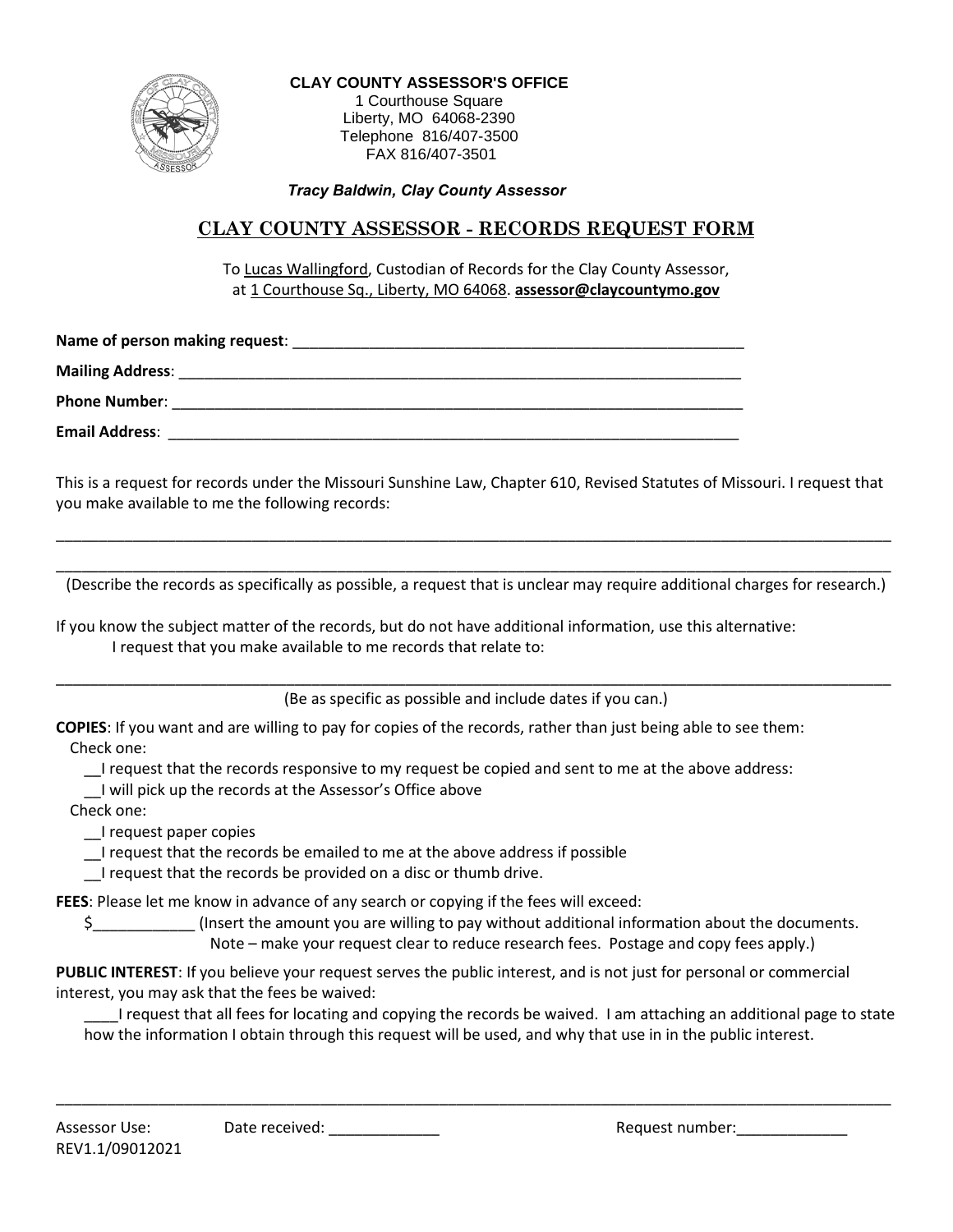**CLAY COUNTY ASSESSOR'S OFFICE**
1 Courthouse Square
Liberty, MO 64068-2390
Telephone 816/407-3500
FAX 816/407-3501

***Tracy Baldwin, Clay County Assessor***

# CLAY COUNTY ASSESSOR - RECORDS REQUEST FORM

To Lucas Wallingford, Custodian of Records for the Clay County Assessor, at 1 Courthouse Sq., Liberty, MO 64068. **assessor@claycountymo.gov**

**Name of person making request**: ________________________________________________________

**Mailing Address**: ______________________________________________________________________

**Phone Number**: _______________________________________________________________________

**Email Address**: _______________________________________________________________________

This is a request for records under the Missouri Sunshine Law, Chapter 610, Revised Statutes of Missouri. I request that you make available to me the following records:

__________________________________________________________________________________________

__________________________________________________________________________________________

(Describe the records as specifically as possible, a request that is unclear may require additional charges for research.)

If you know the subject matter of the records, but do not have additional information, use this alternative:
I request that you make available to me records that relate to:

__________________________________________________________________________________________

(Be as specific as possible and include dates if you can.)

**COPIES**: If you want and are willing to pay for copies of the records, rather than just being able to see them:
Check one:

__I request that the records responsive to my request be copied and sent to me at the above address:
__I will pick up the records at the Assessor's Office above

Check one:

__I request paper copies
__I request that the records be emailed to me at the above address if possible
__I request that the records be provided on a disc or thumb drive.

**FEES**: Please let me know in advance of any search or copying if the fees will exceed:
$____________ (Insert the amount you are willing to pay without additional information about the documents. Note – make your request clear to reduce research fees. Postage and copy fees apply.)

**PUBLIC INTEREST**: If you believe your request serves the public interest, and is not just for personal or commercial interest, you may ask that the fees be waived:
____I request that all fees for locating and copying the records be waived. I am attaching an additional page to state how the information I obtain through this request will be used, and why that use in in the public interest.

__________________________________________________________________________________________

Assessor Use: Date received: _____________ Request number:_____________
REV1.1/09012021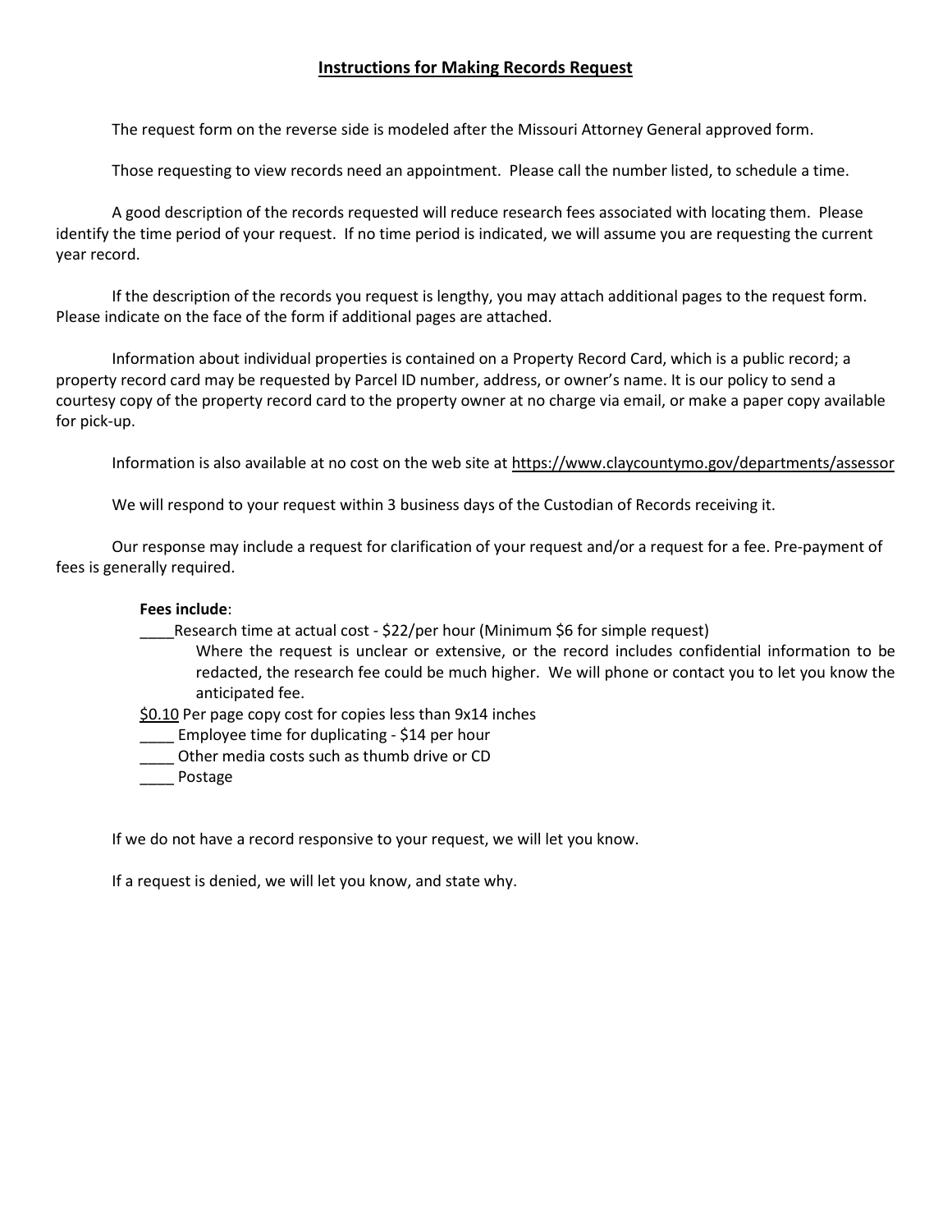## Instructions for Making Records Request

The request form on the reverse side is modeled after the Missouri Attorney General approved form.

Those requesting to view records need an appointment. Please call the number listed, to schedule a time.

A good description of the records requested will reduce research fees associated with locating them. Please identify the time period of your request. If no time period is indicated, we will assume you are requesting the current year record.

If the description of the records you request is lengthy, you may attach additional pages to the request form. Please indicate on the face of the form if additional pages are attached.

Information about individual properties is contained on a Property Record Card, which is a public record; a property record card may be requested by Parcel ID number, address, or owner's name. It is our policy to send a courtesy copy of the property record card to the property owner at no charge via email, or make a paper copy available for pick-up.

Information is also available at no cost on the web site at https://www.claycountymo.gov/departments/assessor

We will respond to your request within 3 business days of the Custodian of Records receiving it.

Our response may include a request for clarification of your request and/or a request for a fee. Pre-payment of fees is generally required.

**Fees include**:

____Research time at actual cost - $22/per hour (Minimum $6 for simple request)

Where the request is unclear or extensive, or the record includes confidential information to be redacted, the research fee could be much higher. We will phone or contact you to let you know the anticipated fee.

$0.10 Per page copy cost for copies less than 9x14 inches

____ Employee time for duplicating - $14 per hour

____ Other media costs such as thumb drive or CD

____ Postage

If we do not have a record responsive to your request, we will let you know.

If a request is denied, we will let you know, and state why.